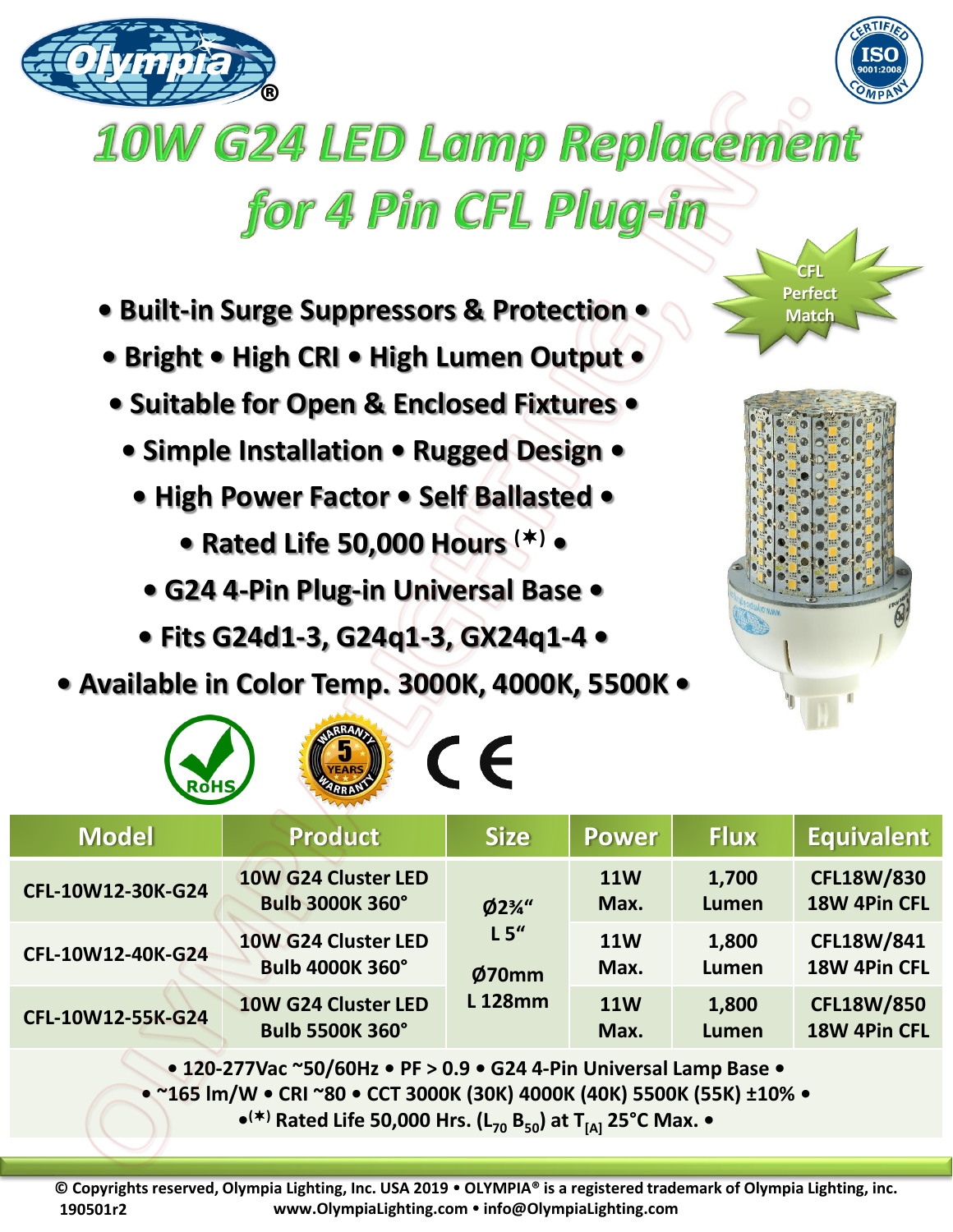# 10W G24 LED Lamp Replacement for 4 Pin CFL Plug-in

CFL Perfect Match

- **Built-in Surge Suppressors & Protection**
- **Bright • High CRI • High Lumen Output**
- **Suitable for Open & Enclosed Fixtures**
- **Simple Installation • Rugged Design**
- **High Power Factor • Self Ballasted**
- **Rated Life 50,000 Hours (✶)**
- **G24 4-Pin Plug-in Universal Base**
- **Fits G24d1-3, G24q1-3, GX24q1-4**
- **Available in Color Temp. 3000K, 4000K, 5500K**

RoHS • 5 YEARS WARRANTY • CE

| Model | Product | Size | Power | Flux | Equivalent |
|---|---|---|---|---|---|
| CFL-10W12-30K-G24 | 10W G24 Cluster LED Bulb 3000K 360° | Ø2¾" L 5" Ø70mm L 128mm | 11W Max. | 1,700 Lumen | CFL18W/830 18W 4Pin CFL |
| CFL-10W12-40K-G24 | 10W G24 Cluster LED Bulb 4000K 360° | | 11W Max. | 1,800 Lumen | CFL18W/841 18W 4Pin CFL |
| CFL-10W12-55K-G24 | 10W G24 Cluster LED Bulb 5500K 360° | | 11W Max. | 1,800 Lumen | CFL18W/850 18W 4Pin CFL |

**• 120-277Vac ~50/60Hz • PF > 0.9 • G24 4-Pin Universal Lamp Base •**
**• ~165 lm/W • CRI ~80 • CCT 3000K (30K) 4000K (40K) 5500K (55K) ±10% •**
**•(✶) Rated Life 50,000 Hrs. ($L_{70}$ $B_{50}$) at $T_{[A]}$ 25°C Max. •**

© Copyrights reserved, Olympia Lighting, Inc. USA 2019 • OLYMPIA® is a registered trademark of Olympia Lighting, inc.
190501r2 www.OlympiaLighting.com • info@OlympiaLighting.com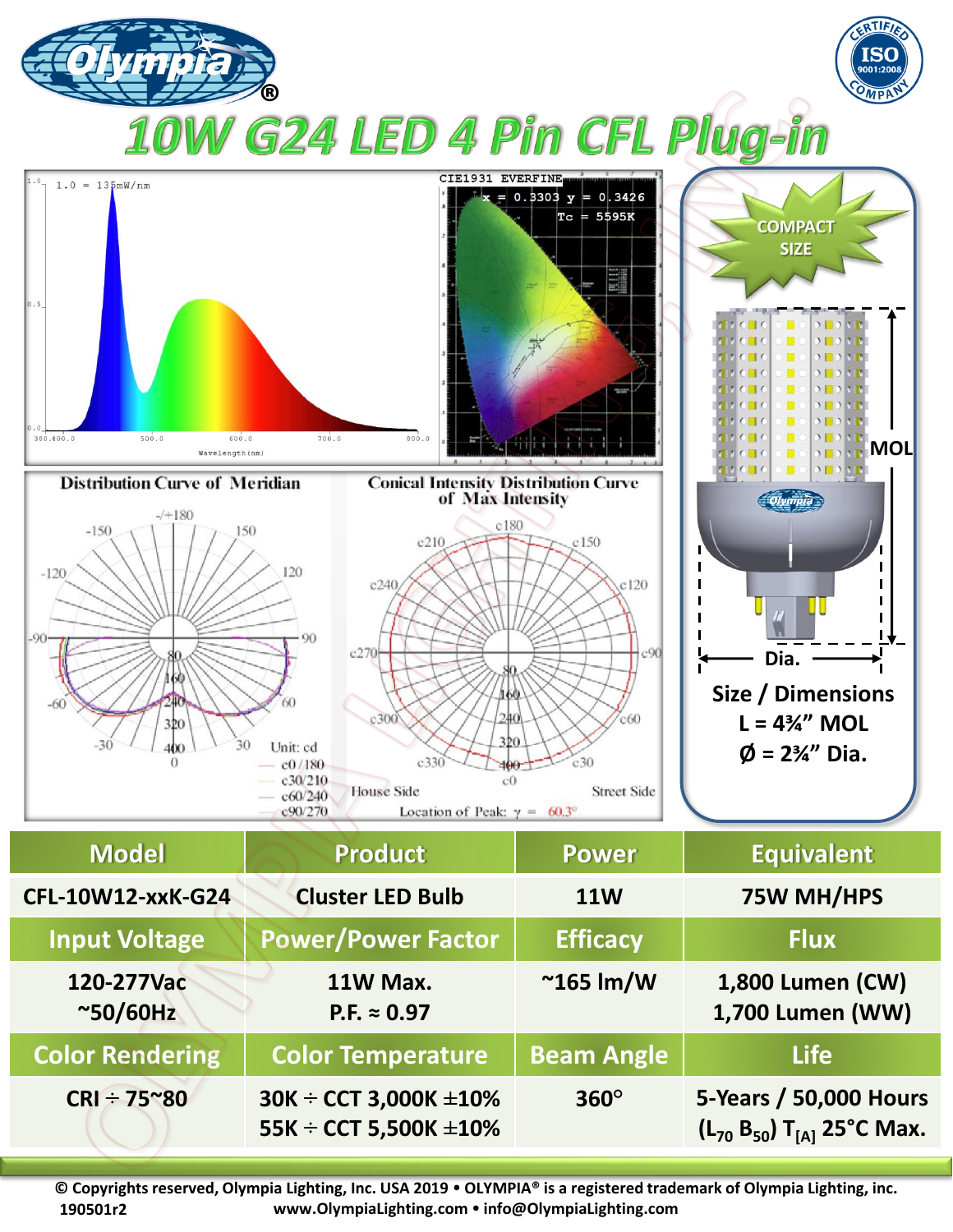# 10W G24 LED 4 Pin CFL Plug-in

1.0 = 135mW/nm

Wavelength (nm)

CIE1931 EVERFINE

x = 0.3303 y = 0.3426

Tc = 5595K

Distribution Curve of Meridian

Conical Intensity Distribution Curve of Max Intensity

Unit: cd

c0 / 180

c30/210

c60/240

c90/270

House Side

Street Side

Location of Peak: γ = 60.3°

COMPACT SIZE

MOL

Dia.

**Size / Dimensions**

**L = 4¾" MOL**

**Ø = 2¾" Dia.**

| Model | Product | Power | Equivalent |
|---|---|---|---|
| CFL-10W12-xxK-G24 | Cluster LED Bulb | 11W | 75W MH/HPS |
| **Input Voltage** | **Power/Power Factor** | **Efficacy** | **Flux** |
| 120-277Vac ~50/60Hz | 11W Max. P.F. ≈ 0.97 | ~165 lm/W | 1,800 Lumen (CW) 1,700 Lumen (WW) |
| **Color Rendering** | **Color Temperature** | **Beam Angle** | **Life** |
| CRI ÷ 75~80 | 30K ÷ CCT 3,000K ±10% 55K ÷ CCT 5,500K ±10% | 360° | 5-Years / 50,000 Hours ($L_{70}$ $B_{50}$) $T_{[A]}$ 25°C Max. |

© Copyrights reserved, Olympia Lighting, Inc. USA 2019 • OLYMPIA® is a registered trademark of Olympia Lighting, inc.

190501r2 www.OlympiaLighting.com • info@OlympiaLighting.com